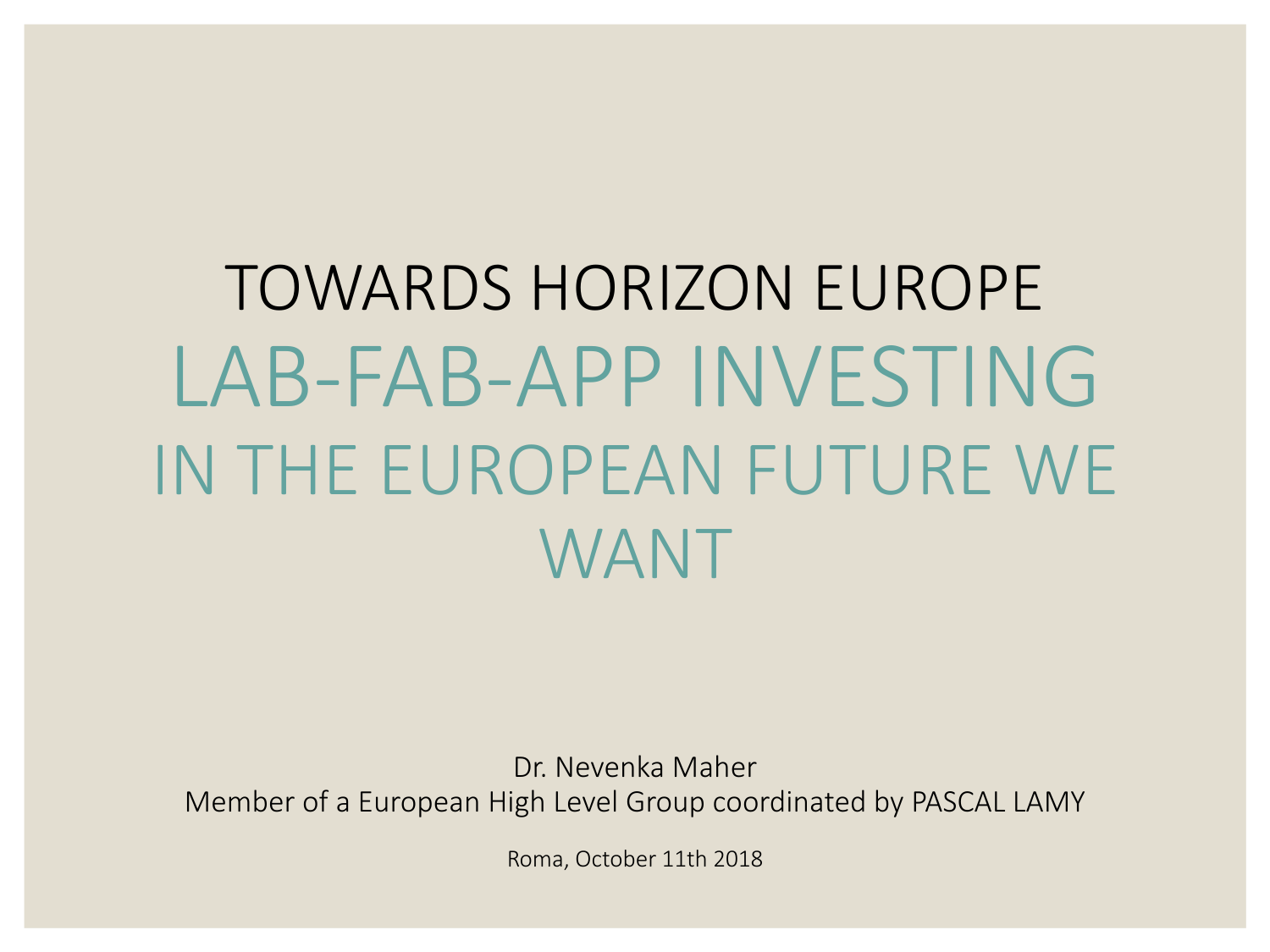# TOWARDS HORIZON EUROPE

## LAB-FAB-APP INVESTING

## IN THE EUROPEAN FUTURE WE WANT

Dr. Nevenka Maher

Member of a European High Level Group coordinated by PASCAL LAMY

Roma, October 11th 2018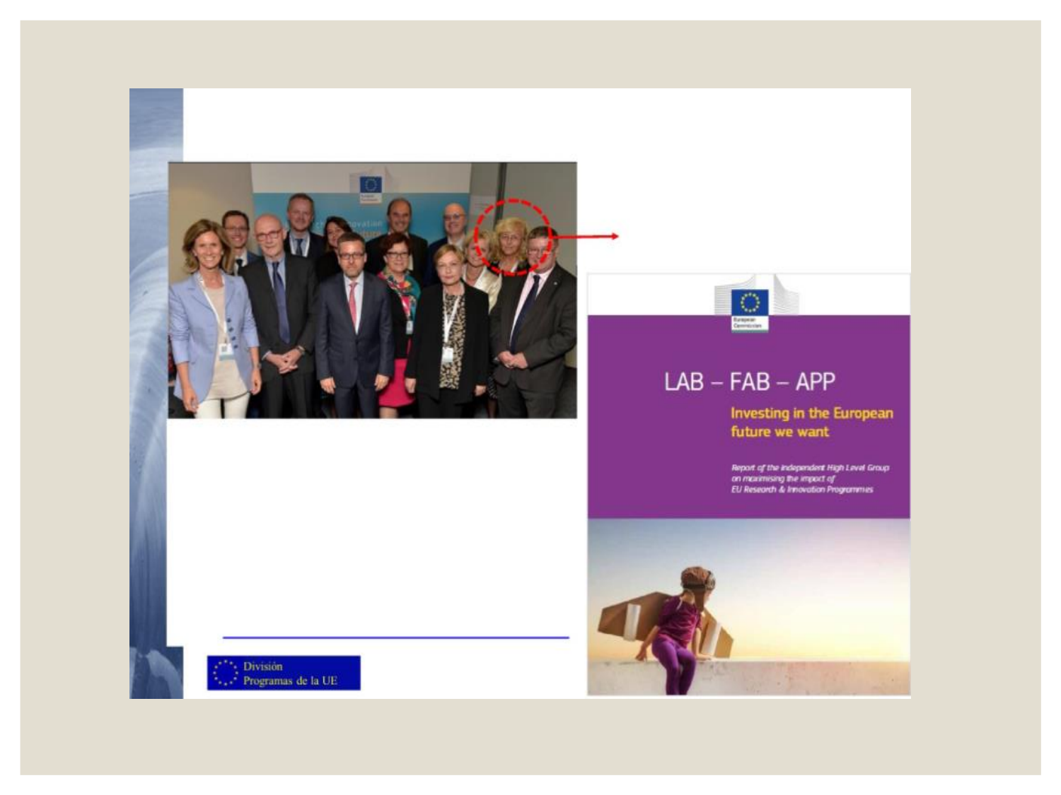LAB – FAB – APP

Investing in the European future we want

*Report of the independent High Level Group on maximising the impact of EU Research & Innovation Programmes*

División Programas de la UE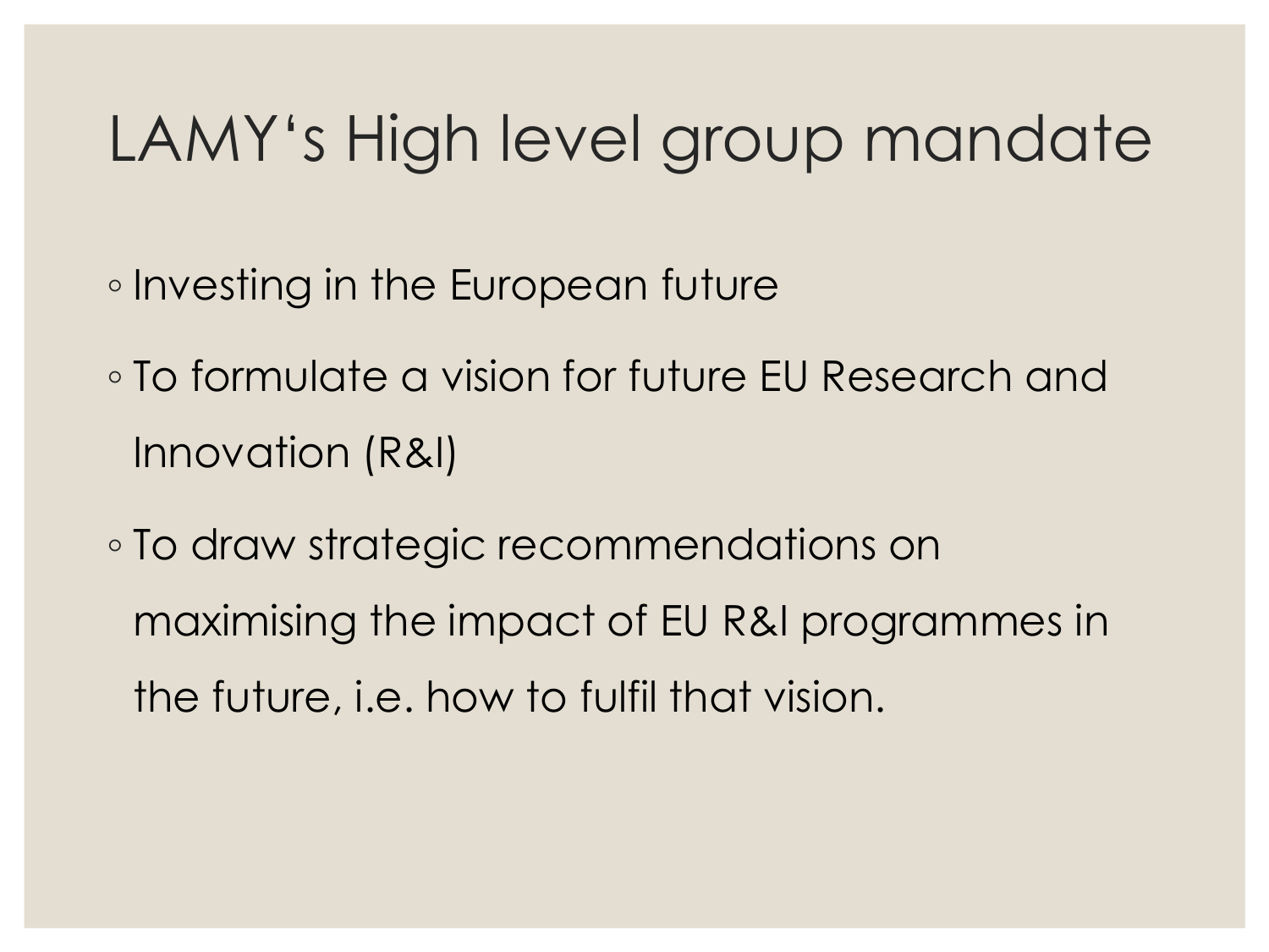# LAMY's High level group mandate

- Investing in the European future
- To formulate a vision for future EU Research and Innovation (R&I)
- To draw strategic recommendations on maximising the impact of EU R&I programmes in the future, i.e. how to fulfil that vision.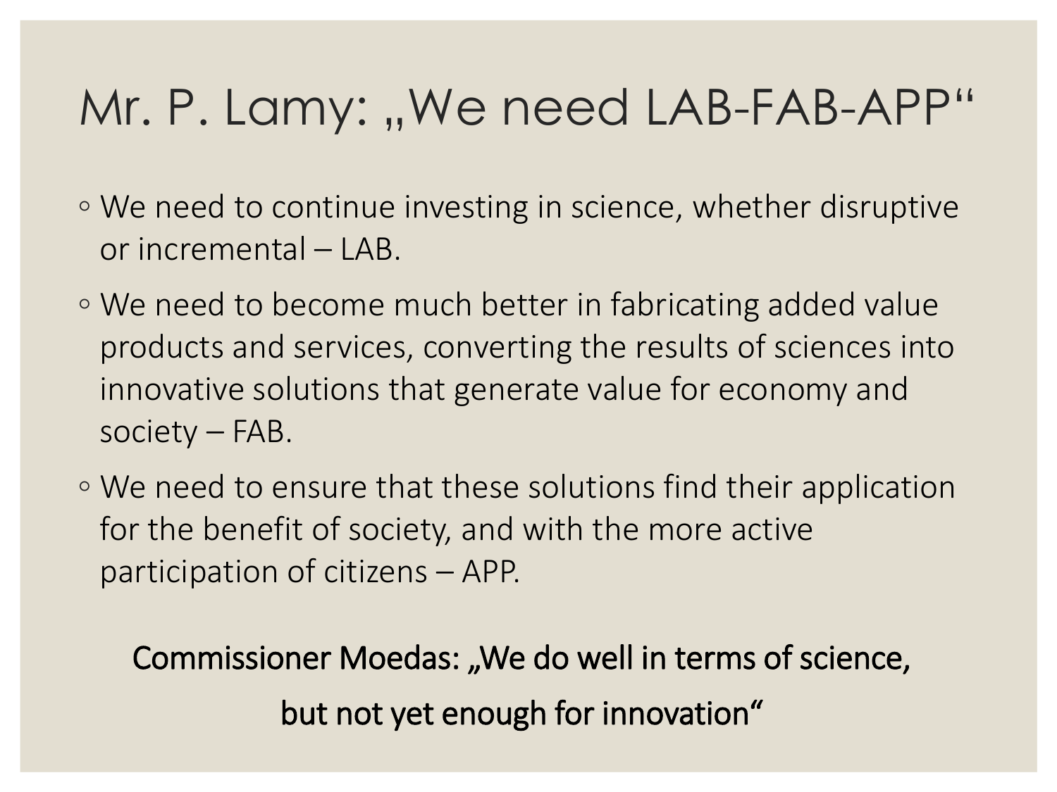# Mr. P. Lamy: „We need LAB-FAB-APP“

- We need to continue investing in science, whether disruptive or incremental – LAB.
- We need to become much better in fabricating added value products and services, converting the results of sciences into innovative solutions that generate value for economy and society – FAB.
- We need to ensure that these solutions find their application for the benefit of society, and with the more active participation of citizens – APP.

Commissioner Moedas: „We do well in terms of science, but not yet enough for innovation“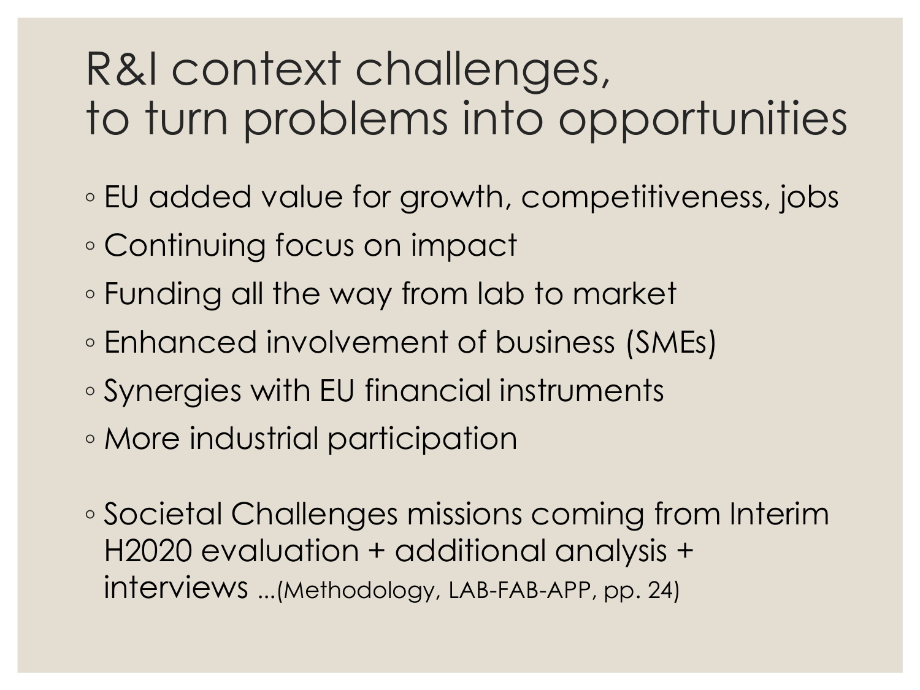# R&I context challenges, to turn problems into opportunities

- EU added value for growth, competitiveness, jobs
- Continuing focus on impact
- Funding all the way from lab to market
- Enhanced involvement of business (SMEs)
- Synergies with EU financial instruments
- More industrial participation

- Societal Challenges missions coming from Interim H2020 evaluation + additional analysis + interviews ...(Methodology, LAB-FAB-APP, pp. 24)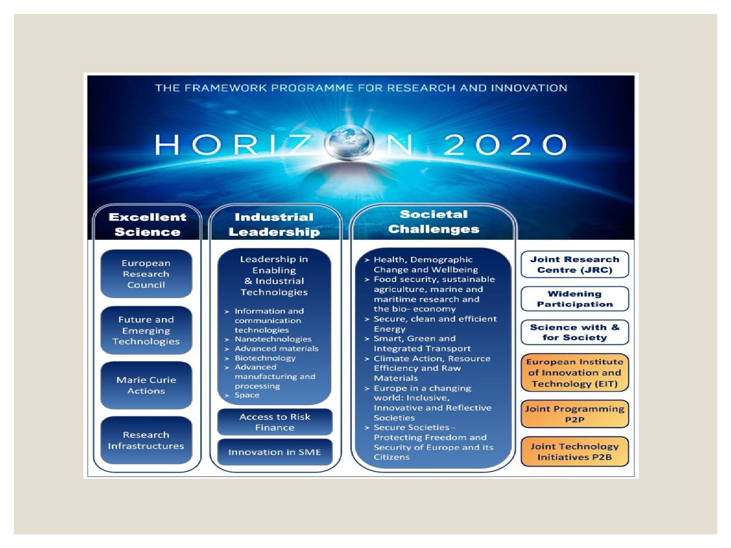THE FRAMEWORK PROGRAMME FOR RESEARCH AND INNOVATION

# HORIZON 2020

## Excellent Science

- European Research Council
- Future and Emerging Technologies
- Marie Curie Actions
- Research Infrastructures

## Industrial Leadership

- Leadership in Enabling & Industrial Technologies
  - Information and communication technologies
  - Nanotechnologies
  - Advanced materials
  - Biotechnology
  - Advanced manufacturing and processing
  - Space
- Access to Risk Finance
- Innovation in SME

## Societal Challenges

- Health, Demographic Change and Wellbeing
- Food security, sustainable agriculture, marine and maritime research and the bio- economy
- Secure, clean and efficient Energy
- Smart, Green and Integrated Transport
- Climate Action, Resource Efficiency and Raw Materials
- Europe in a changing world: Inclusive, Innovative and Reflective Societies
- Secure Societies - Protecting Freedom and Security of Europe and its Citizens

---

- **Joint Research Centre (JRC)**
- **Widening Participation**
- **Science with & for Society**
- European Institute of Innovation and Technology (EIT)
- Joint Programming P2P
- Joint Technology Initiatives P2B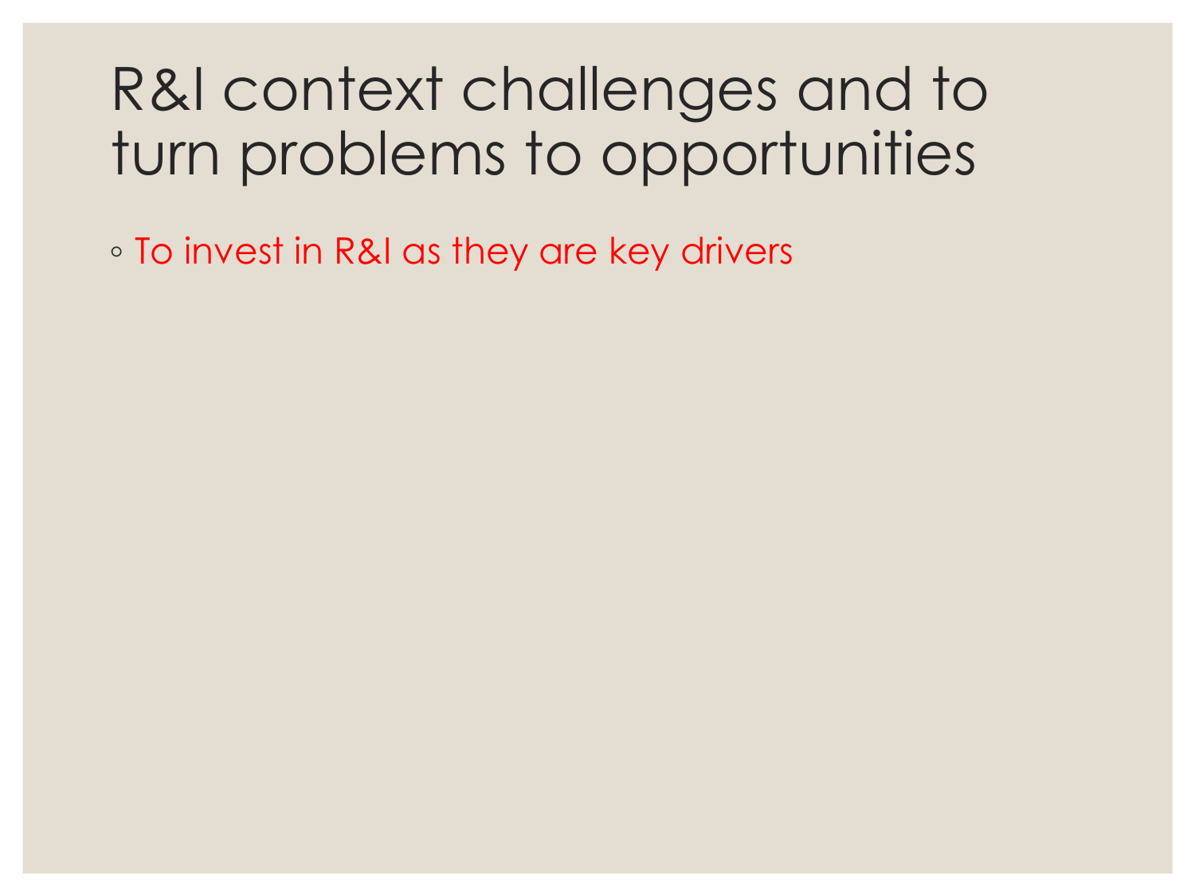# R&I context challenges and to turn problems to opportunities

- To invest in R&I as they are key drivers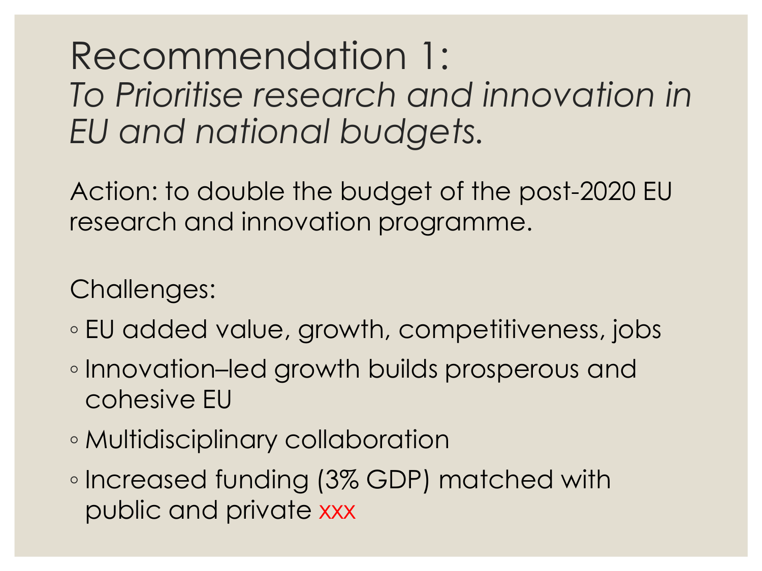# Recommendation 1:
## *To Prioritise research and innovation in EU and national budgets.*

Action: to double the budget of the post-2020 EU research and innovation programme.

Challenges:

- EU added value, growth, competitiveness, jobs
- Innovation–led growth builds prosperous and cohesive EU
- Multidisciplinary collaboration
- Increased funding (3% GDP) matched with public and private xxx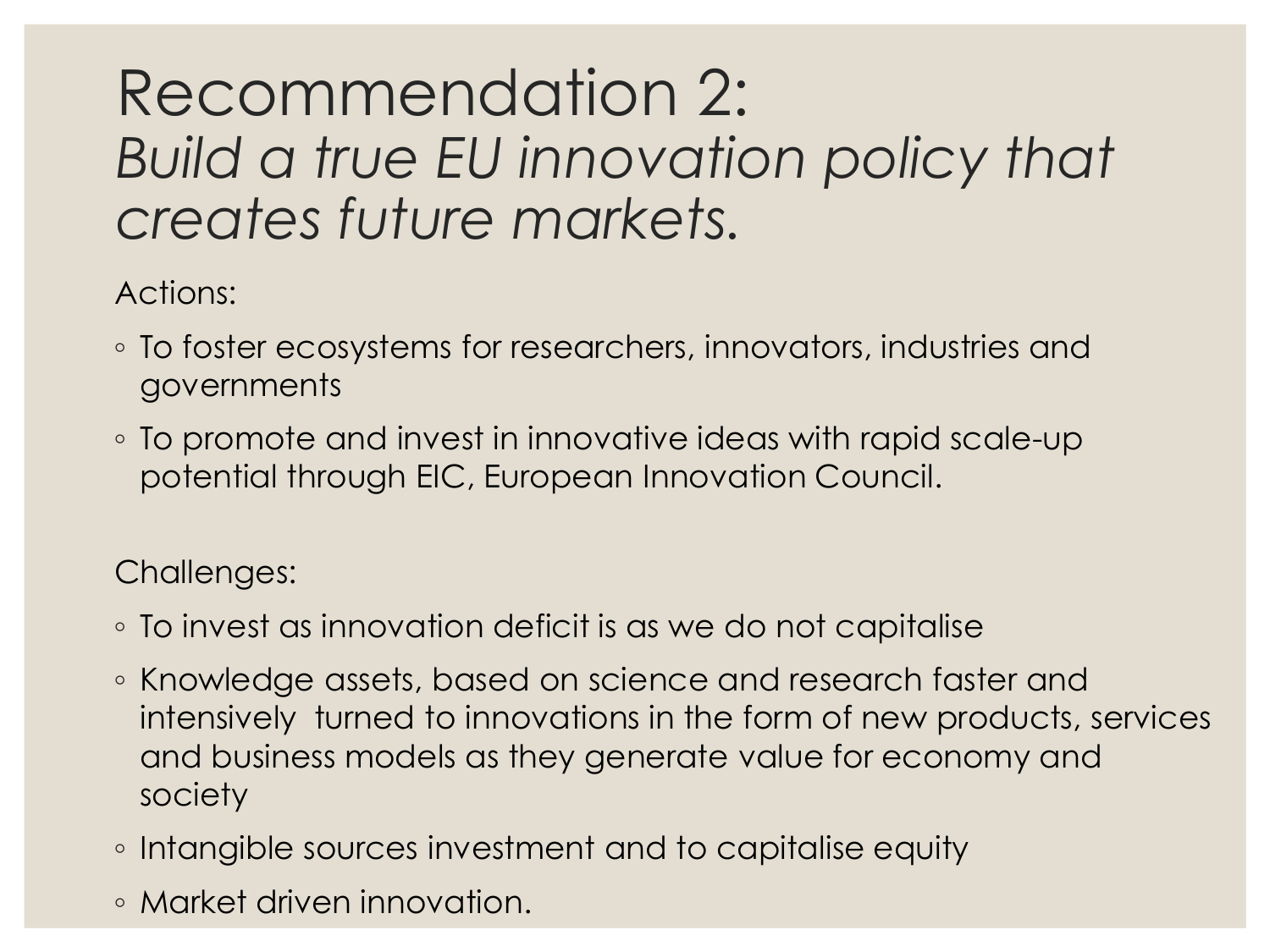# Recommendation 2:
*Build a true EU innovation policy that creates future markets.*

Actions:

- To foster ecosystems for researchers, innovators, industries and governments
- To promote and invest in innovative ideas with rapid scale-up potential through EIC, European Innovation Council.

Challenges:

- To invest as innovation deficit is as we do not capitalise
- Knowledge assets, based on science and research faster and intensively turned to innovations in the form of new products, services and business models as they generate value for economy and society
- Intangible sources investment and to capitalise equity
- Market driven innovation.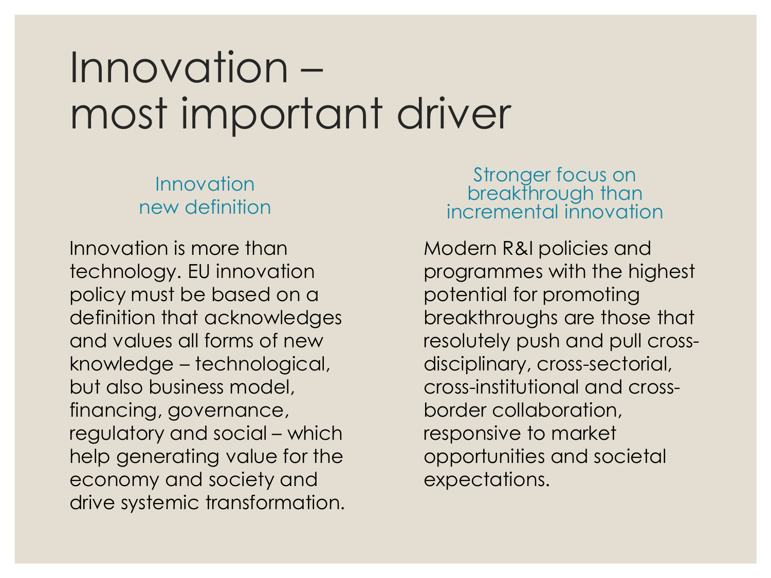# Innovation – most important driver

### Innovation new definition

Innovation is more than technology. EU innovation policy must be based on a definition that acknowledges and values all forms of new knowledge – technological, but also business model, financing, governance, regulatory and social – which help generating value for the economy and society and drive systemic transformation.

### Stronger focus on breakthrough than incremental innovation

Modern R&I policies and programmes with the highest potential for promoting breakthroughs are those that resolutely push and pull cross-disciplinary, cross-sectorial, cross-institutional and cross-border collaboration, responsive to market opportunities and societal expectations.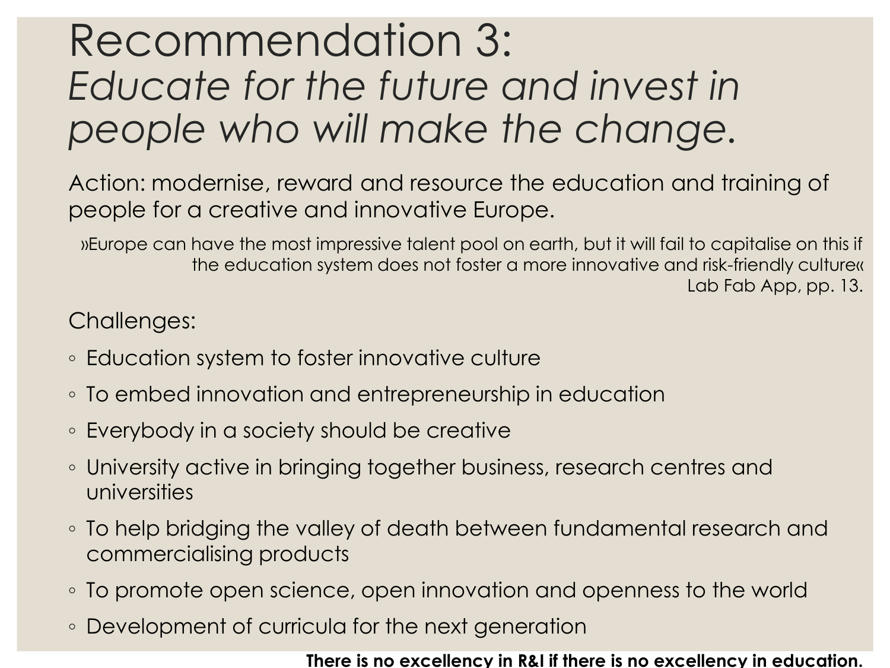# Recommendation 3:
## *Educate for the future and invest in people who will make the change.*

Action: modernise, reward and resource the education and training of people for a creative and innovative Europe.

»Europe can have the most impressive talent pool on earth, but it will fail to capitalise on this if the education system does not foster a more innovative and risk-friendly culture«
Lab Fab App, pp. 13.

Challenges:

- Education system to foster innovative culture
- To embed innovation and entrepreneurship in education
- Everybody in a society should be creative
- University active in bringing together business, research centres and universities
- To help bridging the valley of death between fundamental research and commercialising products
- To promote open science, open innovation and openness to the world
- Development of curricula for the next generation

**There is no excellency in R&I if there is no excellency in education.**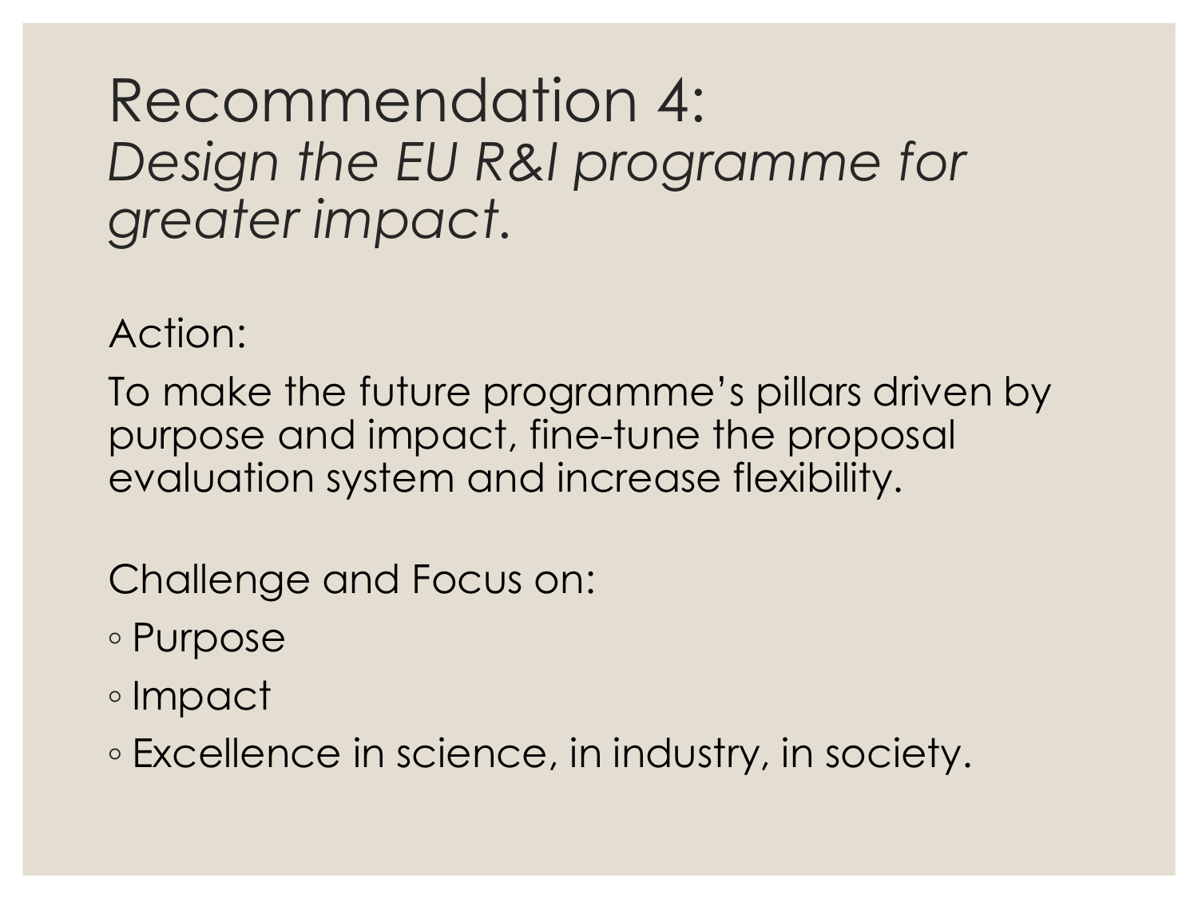# Recommendation 4:
*Design the EU R&I programme for greater impact.*

Action:

To make the future programme's pillars driven by purpose and impact, fine-tune the proposal evaluation system and increase flexibility.

Challenge and Focus on:

- Purpose
- Impact
- Excellence in science, in industry, in society.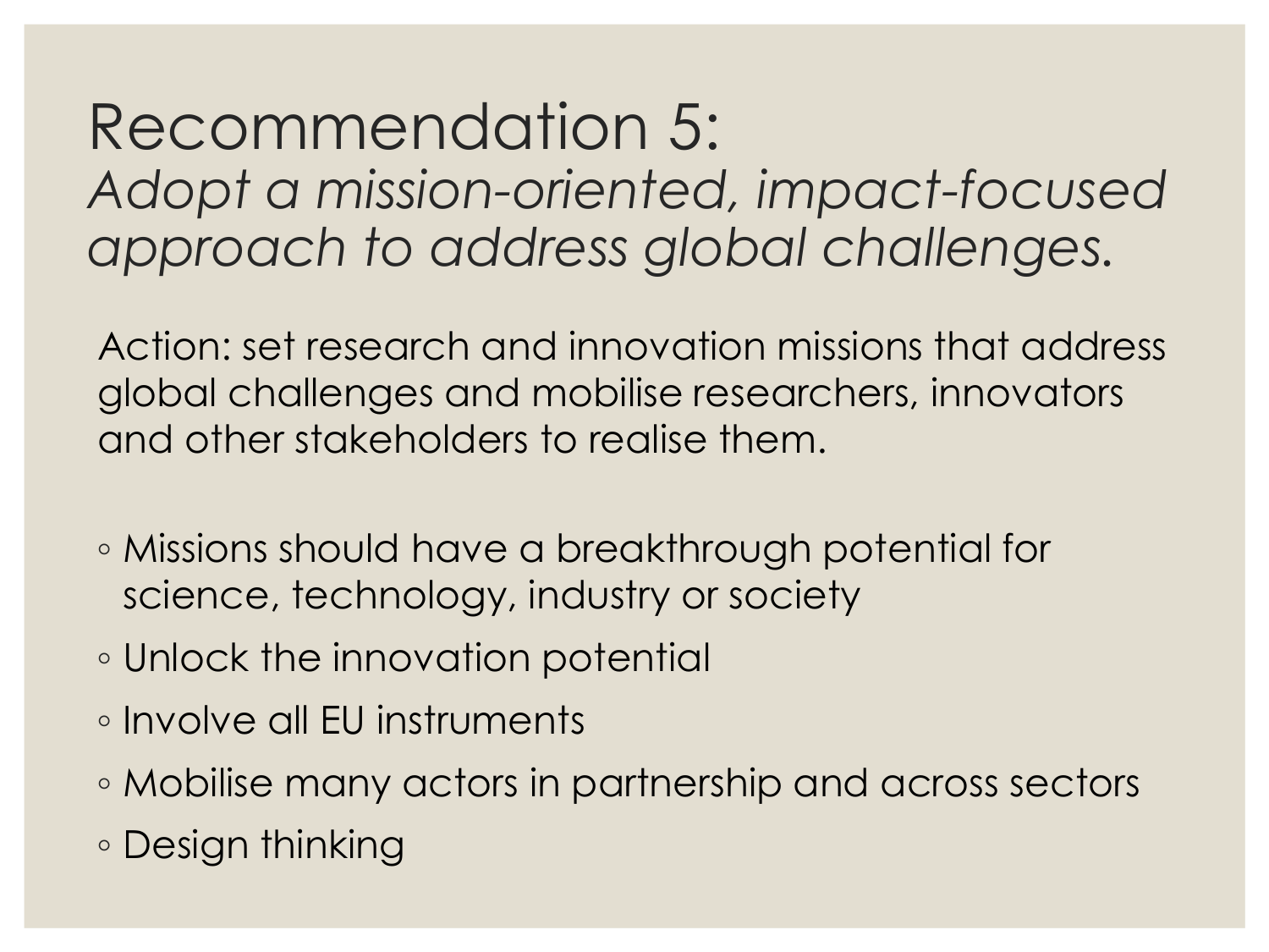# Recommendation 5:
*Adopt a mission-oriented, impact-focused approach to address global challenges.*

Action: set research and innovation missions that address global challenges and mobilise researchers, innovators and other stakeholders to realise them.

- Missions should have a breakthrough potential for science, technology, industry or society
- Unlock the innovation potential
- Involve all EU instruments
- Mobilise many actors in partnership and across sectors
- Design thinking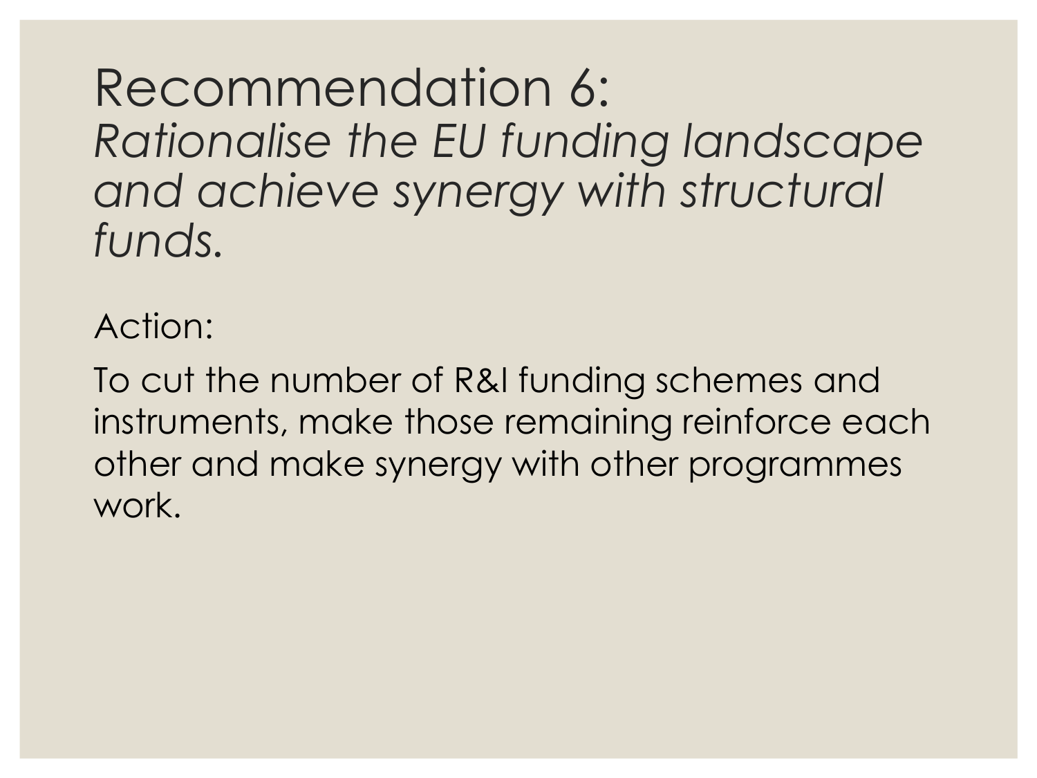# Recommendation 6:
*Rationalise the EU funding landscape and achieve synergy with structural funds.*

Action:

To cut the number of R&I funding schemes and instruments, make those remaining reinforce each other and make synergy with other programmes work.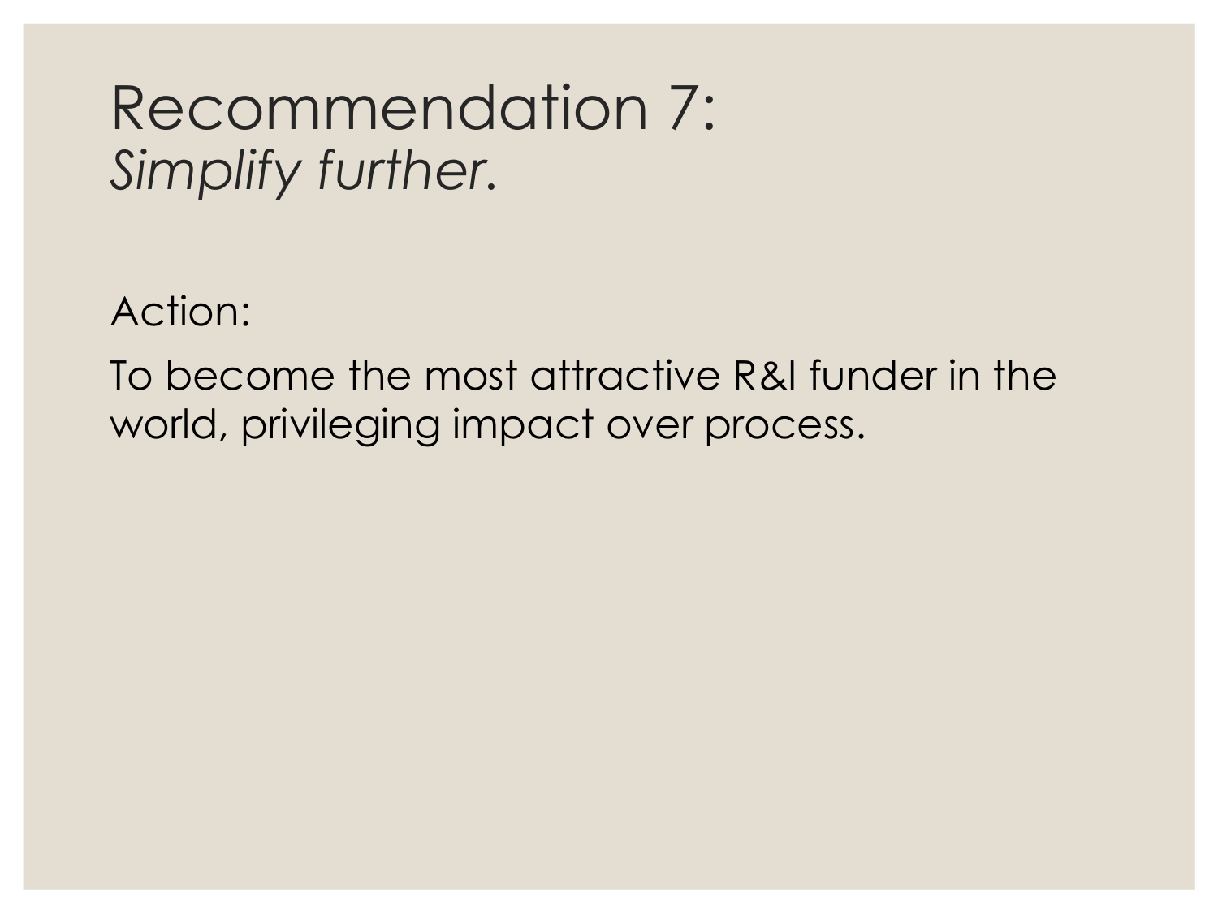# Recommendation 7:
*Simplify further.*

Action:

To become the most attractive R&I funder in the world, privileging impact over process.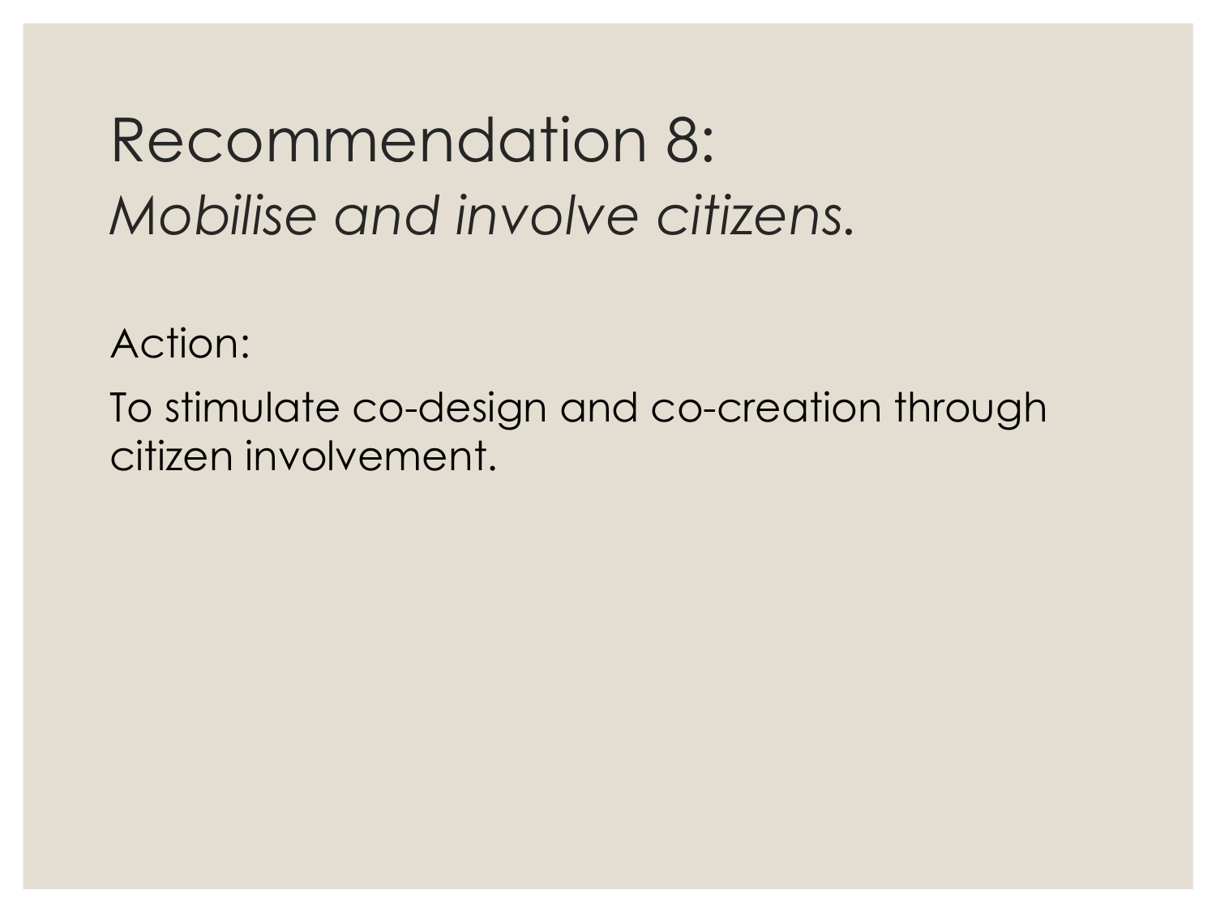# Recommendation 8:
*Mobilise and involve citizens.*

Action:

To stimulate co-design and co-creation through citizen involvement.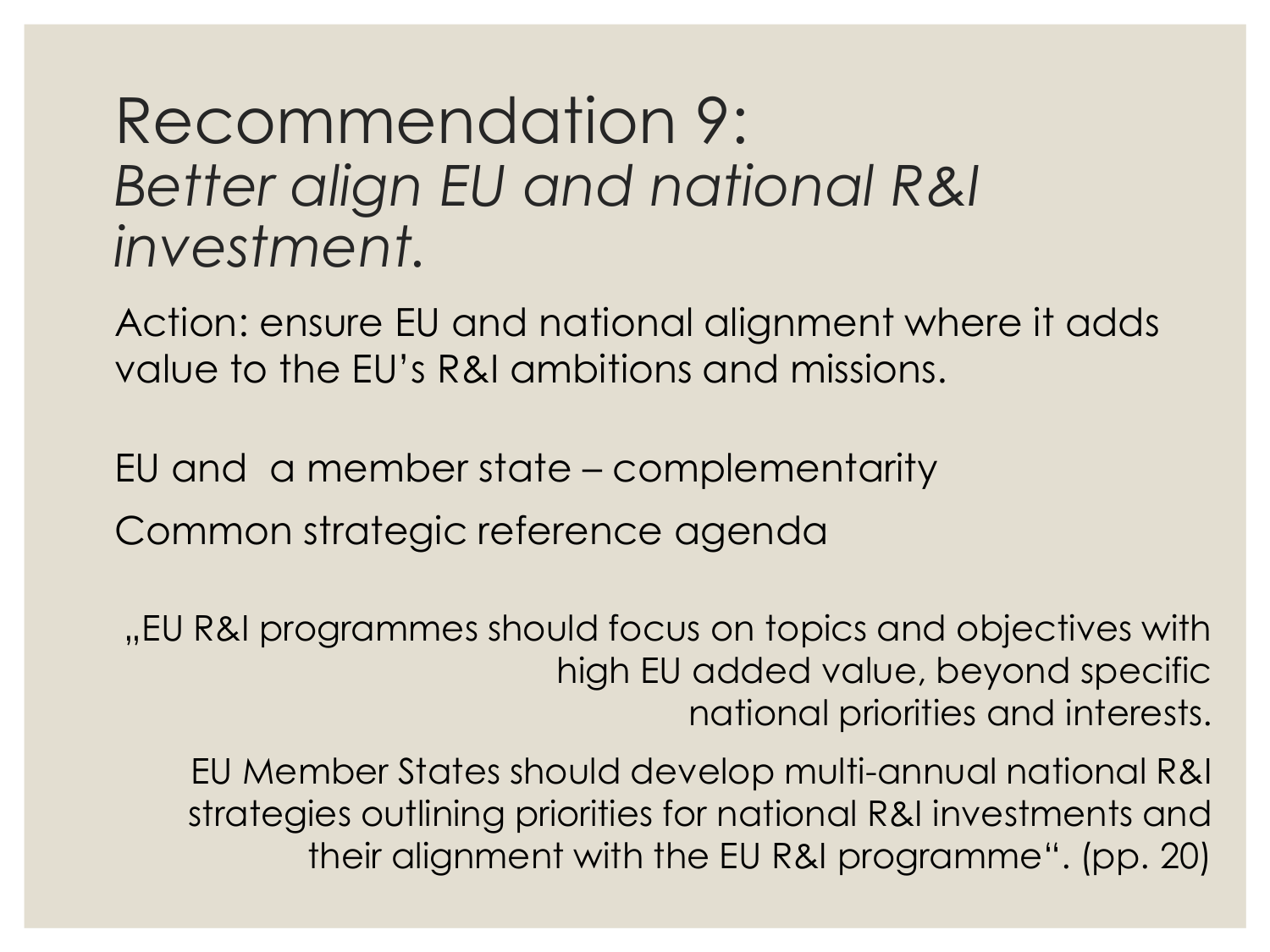# Recommendation 9:
## *Better align EU and national R&I investment.*

Action: ensure EU and national alignment where it adds value to the EU's R&I ambitions and missions.

EU and  a member state – complementarity

Common strategic reference agenda

„EU R&I programmes should focus on topics and objectives with high EU added value, beyond specific national priorities and interests.

EU Member States should develop multi-annual national R&I strategies outlining priorities for national R&I investments and their alignment with the EU R&I programme". (pp. 20)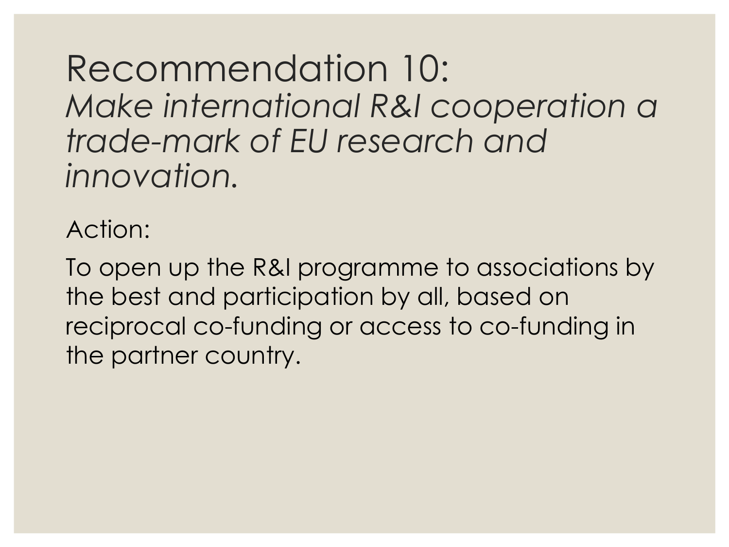# Recommendation 10:
*Make international R&I cooperation a trade-mark of EU research and innovation.*

Action:

To open up the R&I programme to associations by the best and participation by all, based on reciprocal co-funding or access to co-funding in the partner country.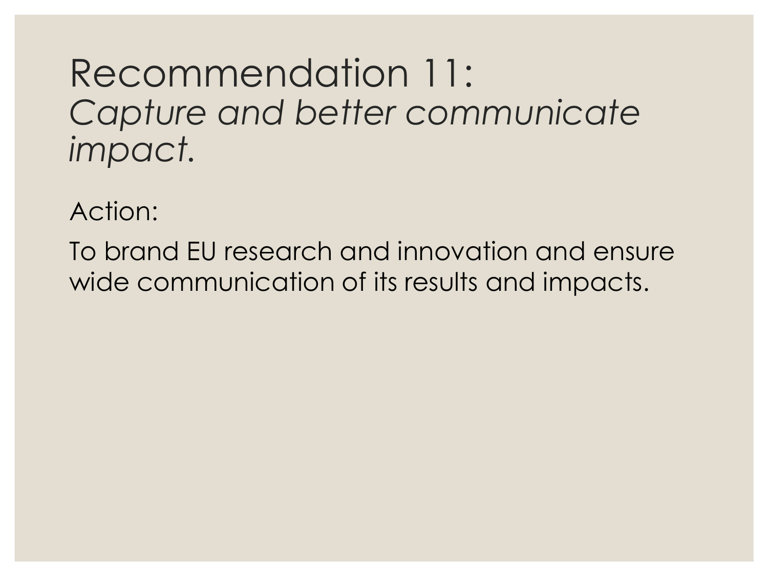# Recommendation 11:
# *Capture and better communicate impact.*

Action:

To brand EU research and innovation and ensure wide communication of its results and impacts.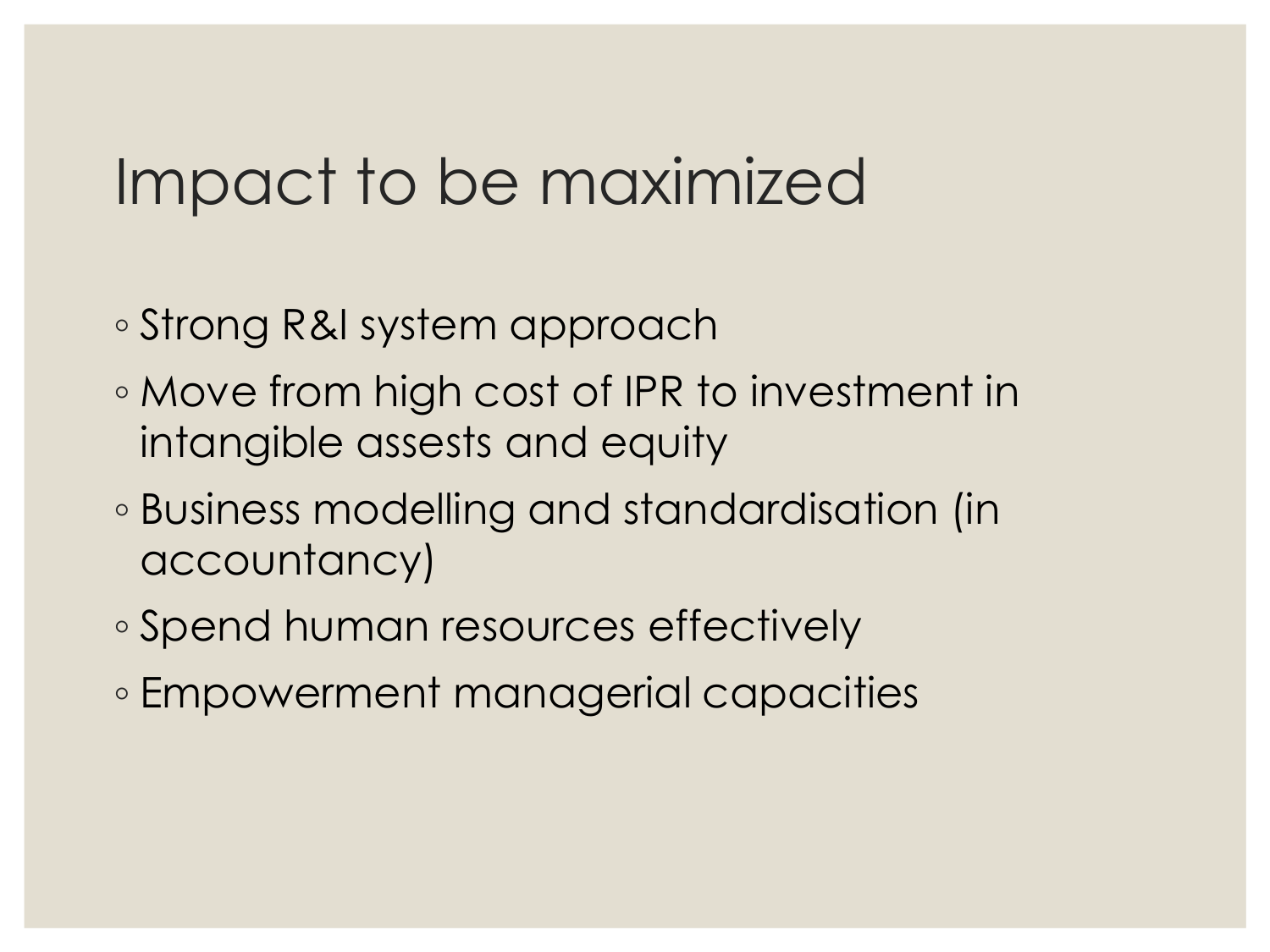# Impact to be maximized

- Strong R&I system approach
- Move from high cost of IPR to investment in intangible assests and equity
- Business modelling and standardisation (in accountancy)
- Spend human resources effectively
- Empowerment managerial capacities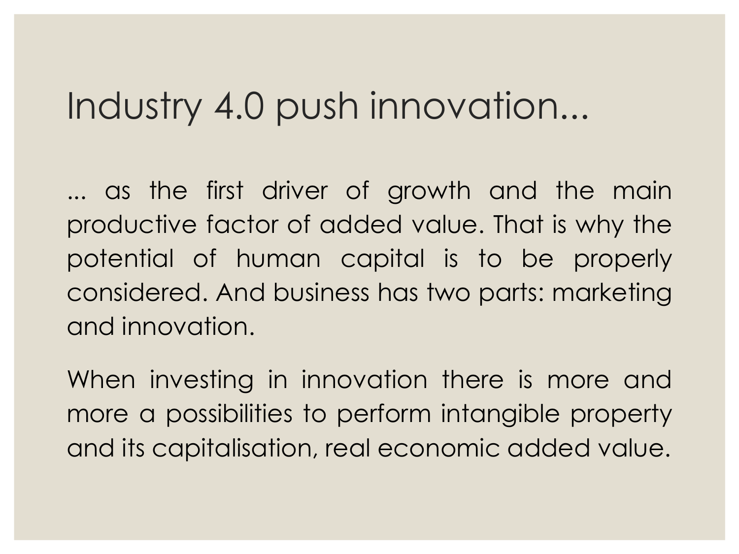# Industry 4.0 push innovation...

... as the first driver of growth and the main productive factor of added value. That is why the potential of human capital is to be properly considered. And business has two parts: marketing and innovation.

When investing in innovation there is more and more a possibilities to perform intangible property and its capitalisation, real economic added value.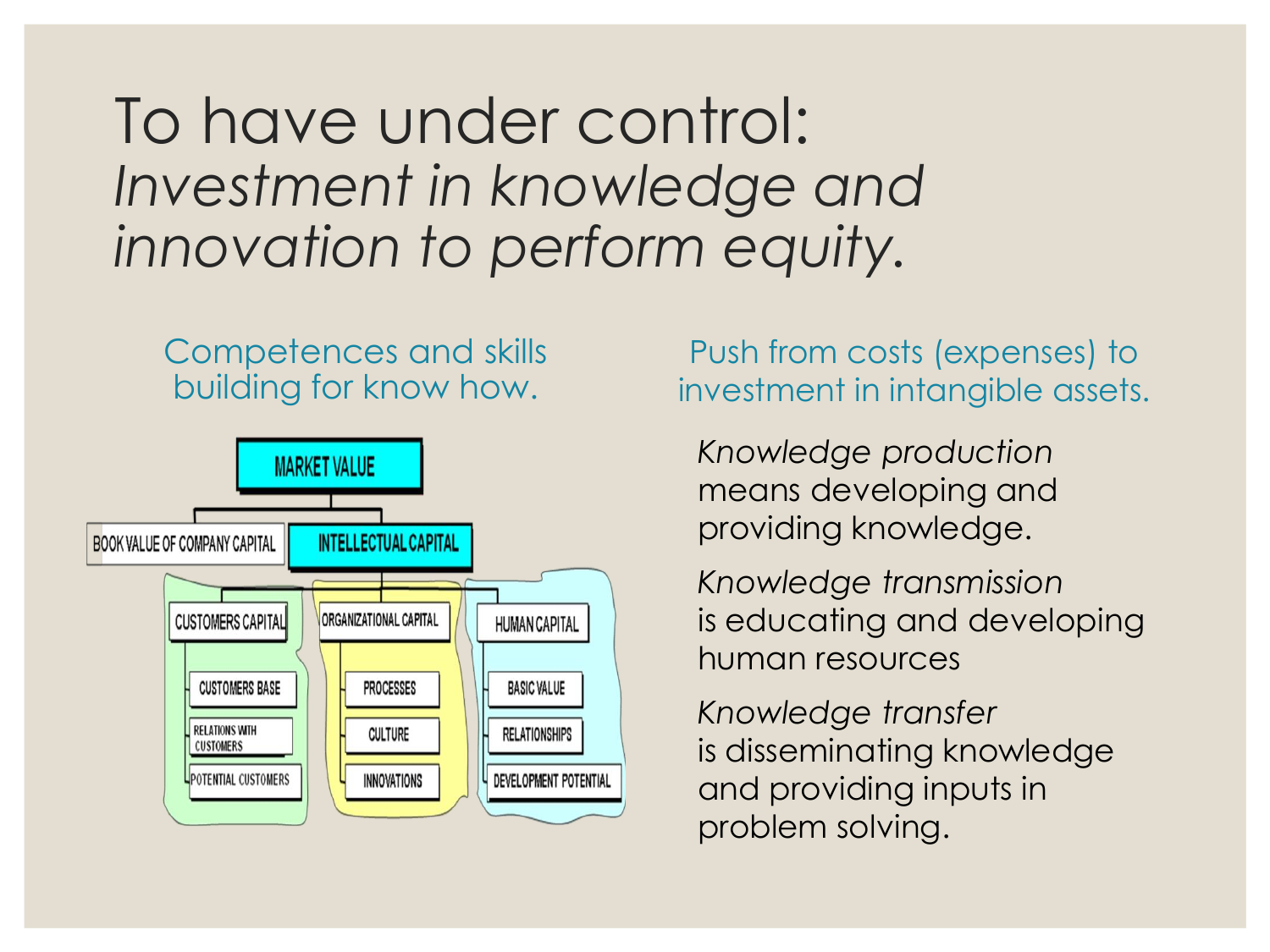# To have under control: *Investment in knowledge and innovation to perform equity.*

## Competences and skills building for know how.

- MARKET VALUE
  - BOOK VALUE OF COMPANY CAPITAL
  - INTELLECTUAL CAPITAL
    - CUSTOMERS CAPITAL
      - CUSTOMERS BASE
      - RELATIONS WITH CUSTOMERS
      - POTENTIAL CUSTOMERS
    - ORGANIZATIONAL CAPITAL
      - PROCESSES
      - CULTURE
      - INNOVATIONS
    - HUMAN CAPITAL
      - BASIC VALUE
      - RELATIONSHIPS
      - DEVELOPMENT POTENTIAL

## Push from costs (expenses) to investment in intangible assets.

*Knowledge production* means developing and providing knowledge.

*Knowledge transmission* is educating and developing human resources

*Knowledge transfer* is disseminating knowledge and providing inputs in problem solving.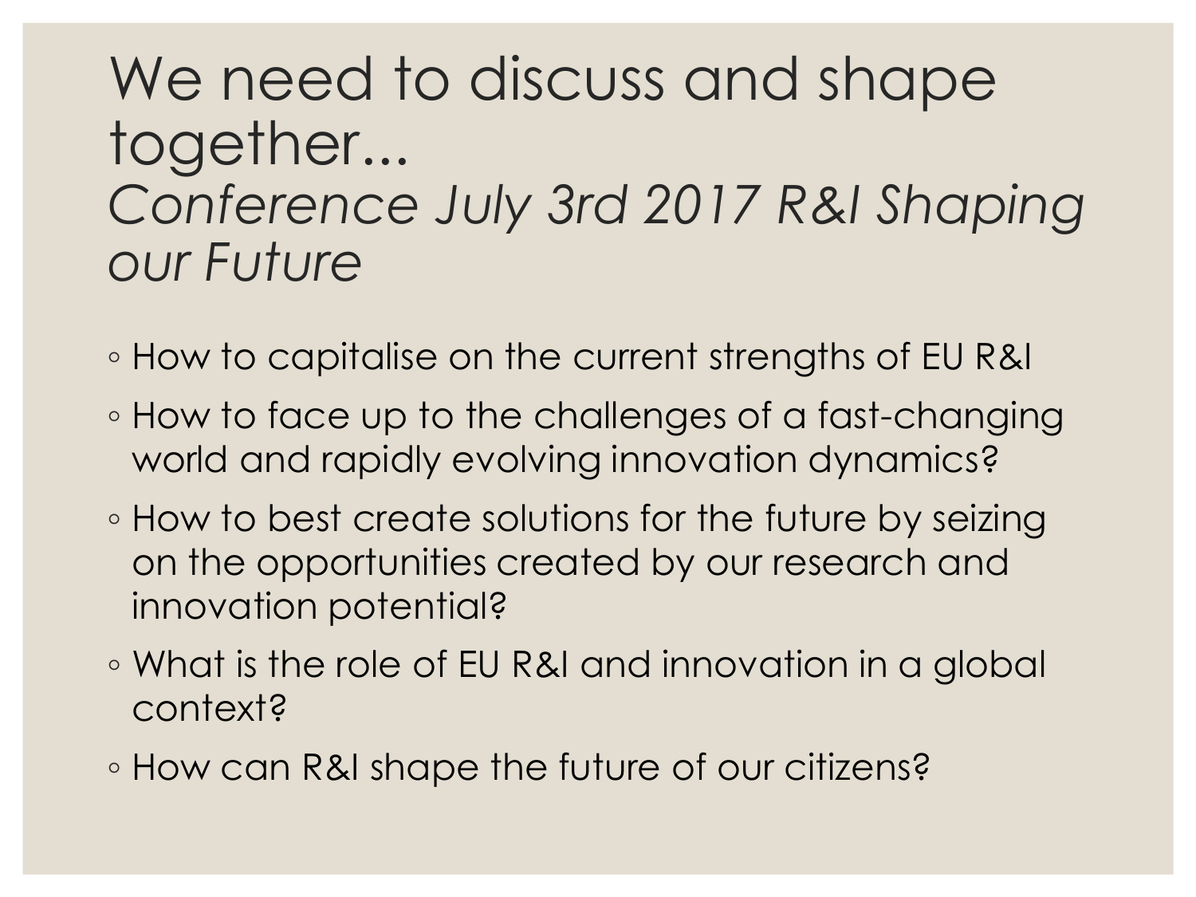# We need to discuss and shape together...
## *Conference July 3rd 2017 R&I Shaping our Future*

- How to capitalise on the current strengths of EU R&I
- How to face up to the challenges of a fast-changing world and rapidly evolving innovation dynamics?
- How to best create solutions for the future by seizing on the opportunities created by our research and innovation potential?
- What is the role of EU R&I and innovation in a global context?
- How can R&I shape the future of our citizens?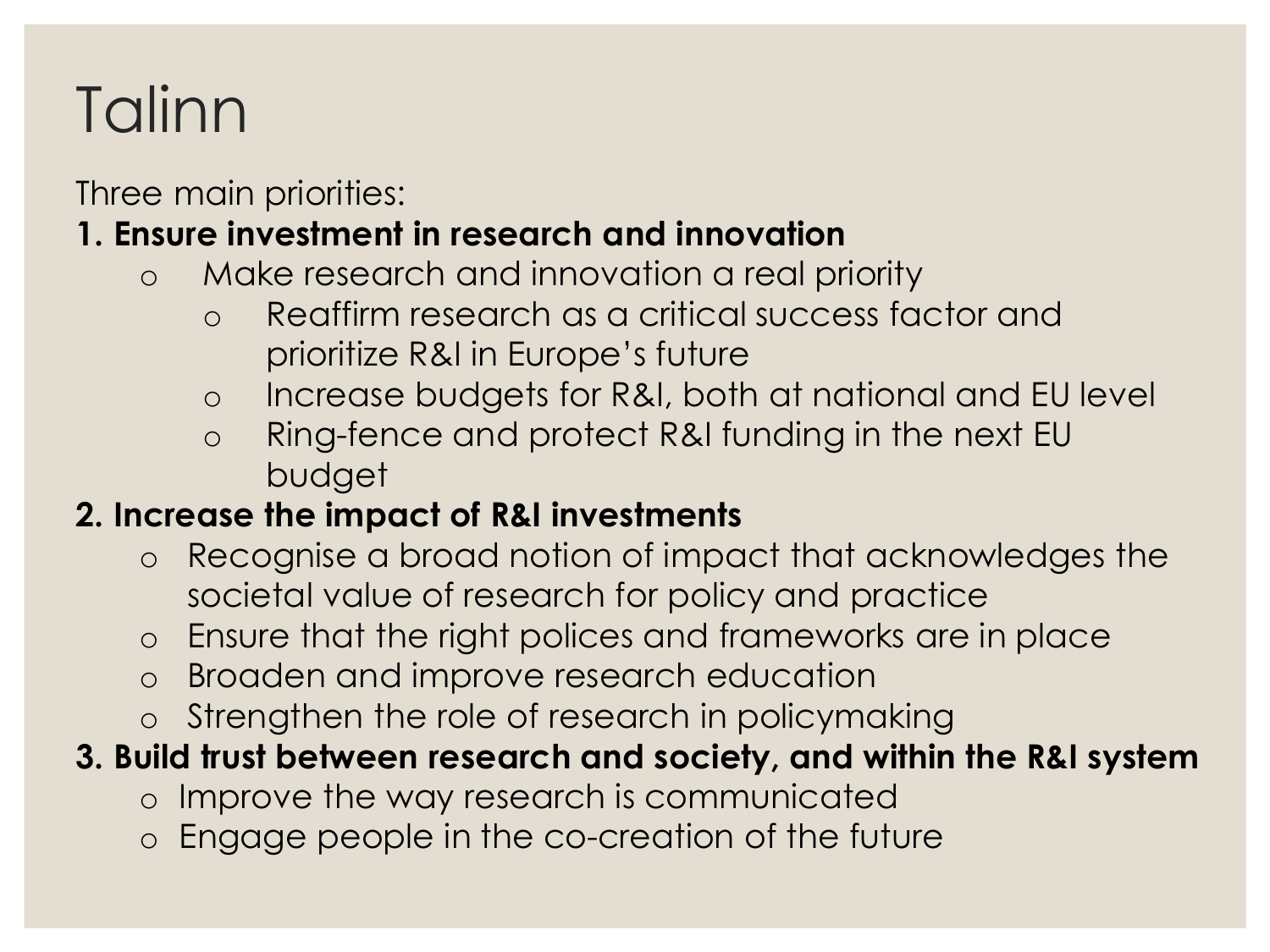# Talinn

Three main priorities:

**1. Ensure investment in research and innovation**

- Make research and innovation a real priority
  - Reaffirm research as a critical success factor and prioritize R&I in Europe's future
  - Increase budgets for R&I, both at national and EU level
  - Ring-fence and protect R&I funding in the next EU budget

**2. Increase the impact of R&I investments**

- Recognise a broad notion of impact that acknowledges the societal value of research for policy and practice
- Ensure that the right polices and frameworks are in place
- Broaden and improve research education
- Strengthen the role of research in policymaking

**3. Build trust between research and society, and within the R&I system**

- Improve the way research is communicated
- Engage people in the co-creation of the future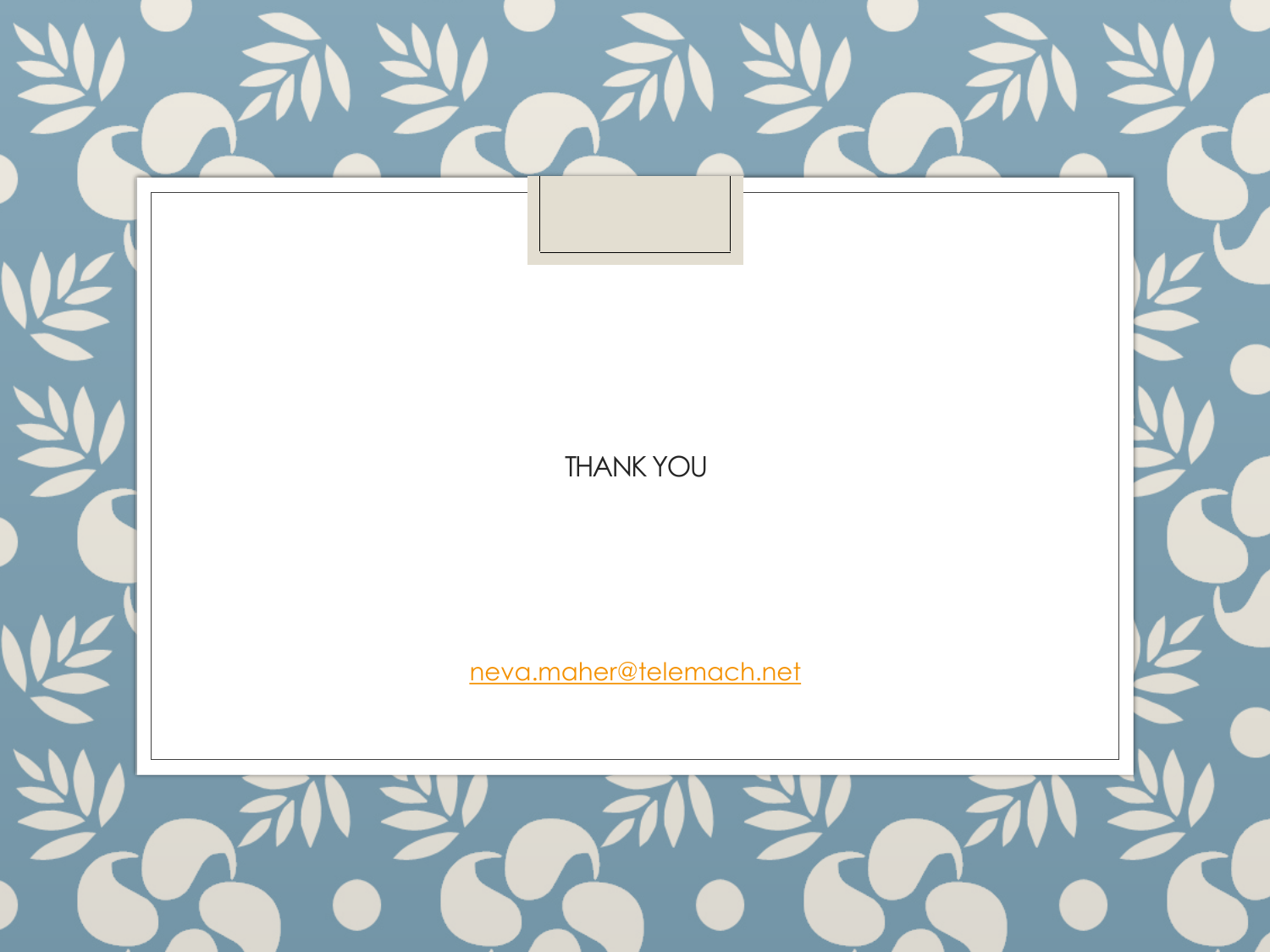THANK YOU

neva.maher@telemach.net